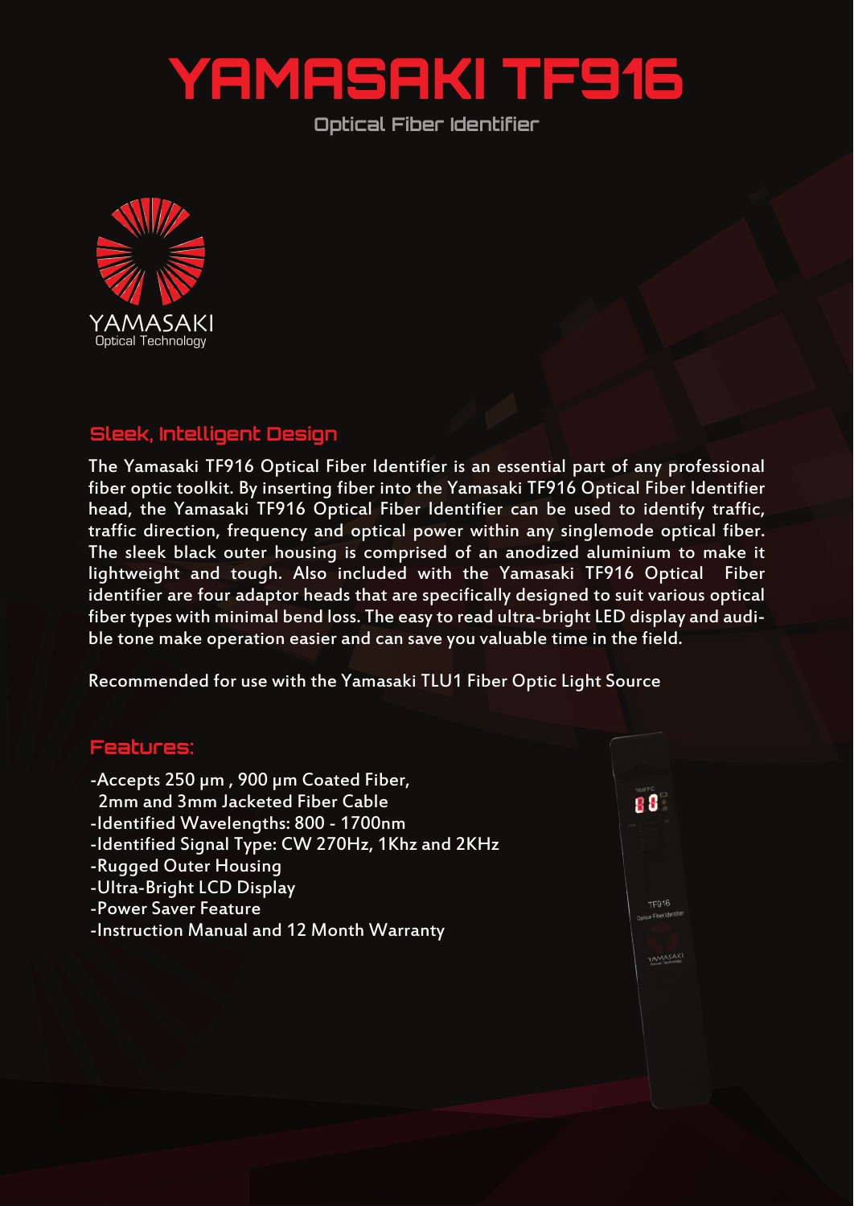# YAMASAKI TF916

Optical Fiber Identifier

YAMASAKI
Optical Technology

## Sleek, Intelligent Design

The Yamasaki TF916 Optical Fiber Identifier is an essential part of any professional fiber optic toolkit. By inserting fiber into the Yamasaki TF916 Optical Fiber Identifier head, the Yamasaki TF916 Optical Fiber Identifier can be used to identify traffic, traffic direction, frequency and optical power within any singlemode optical fiber. The sleek black outer housing is comprised of an anodized aluminium to make it lightweight and tough. Also included with the Yamasaki TF916 Optical Fiber identifier are four adaptor heads that are specifically designed to suit various optical fiber types with minimal bend loss. The easy to read ultra-bright LED display and audible tone make operation easier and can save you valuable time in the field.

Recommended for use with the Yamasaki TLU1 Fiber Optic Light Source

## Features:

- -Accepts 250 µm , 900 µm Coated Fiber, 2mm and 3mm Jacketed Fiber Cable
- -Identified Wavelengths: 800 - 1700nm
- -Identified Signal Type: CW 270Hz, 1Khz and 2KHz
- -Rugged Outer Housing
- -Ultra-Bright LCD Display
- -Power Saver Feature
- -Instruction Manual and 12 Month Warranty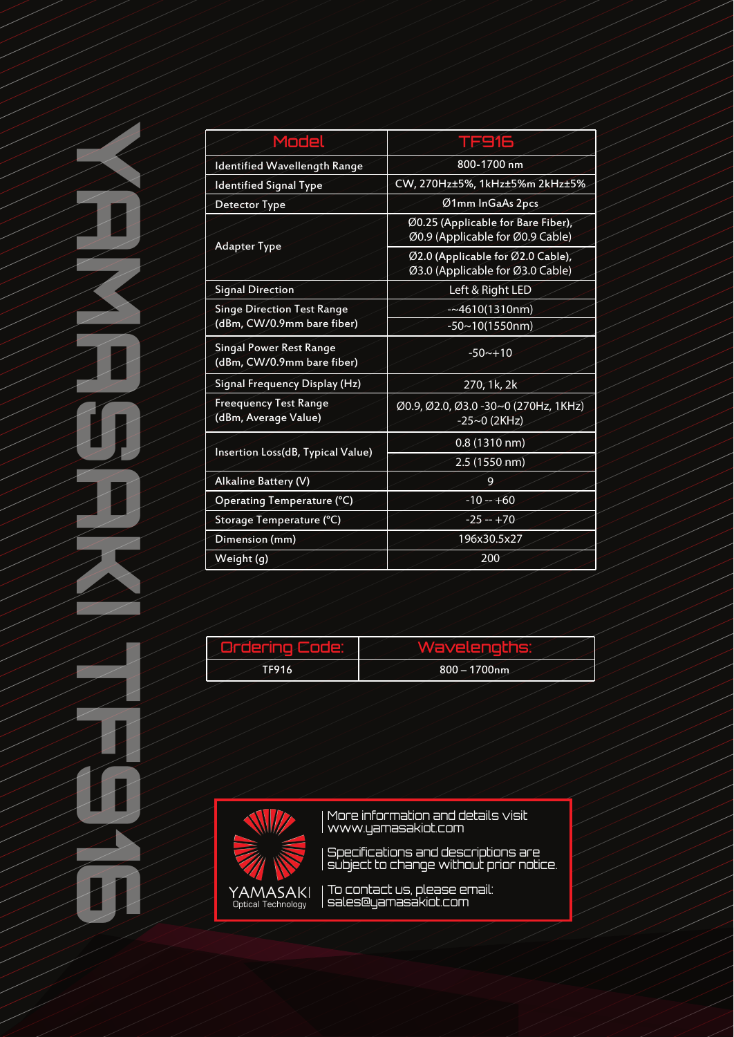# YAMASAKI TF916

| Model | TF916 |
| --- | --- |
| Identified Wavellength Range | 800-1700 nm |
| Identified Signal Type | CW, 270Hz±5%, 1kHz±5%m 2kHz±5% |
| Detector Type | Ø1mm InGaAs 2pcs |
| Adapter Type | Ø0.25 (Applicable for Bare Fiber), Ø0.9 (Applicable for Ø0.9 Cable) |
| | Ø2.0 (Applicable for Ø2.0 Cable), Ø3.0 (Applicable for Ø3.0 Cable) |
| Signal Direction | Left & Right LED |
| Singe Direction Test Range (dBm, CW/0.9mm bare fiber) | -~4610(1310nm) |
| | -50~10(1550nm) |
| Singal Power Rest Range (dBm, CW/0.9mm bare fiber) | -50~+10 |
| Signal Frequency Display (Hz) | 270, 1k, 2k |
| Freequency Test Range (dBm, Average Value) | Ø0.9, Ø2.0, Ø3.0 -30~0 (270Hz, 1KHz) -25~0 (2KHz) |
| Insertion Loss(dB, Typical Value) | 0.8 (1310 nm) |
| | 2.5 (1550 nm) |
| Alkaline Battery (V) | 9 |
| Operating Temperature (°C) | -10 -- +60 |
| Storage Temperature (°C) | -25 -- +70 |
| Dimension (mm) | 196x30.5x27 |
| Weight (g) | 200 |

| Ordering Code: | Wavelengths: |
| --- | --- |
| TF916 | 800 – 1700nm |

YAMASAKI
Optical Technology

More information and details visit
www.yamasakiot.com

Specifications and descriptions are subject to change without prior notice.

To contact us, please email:
sales@yamasakiot.com